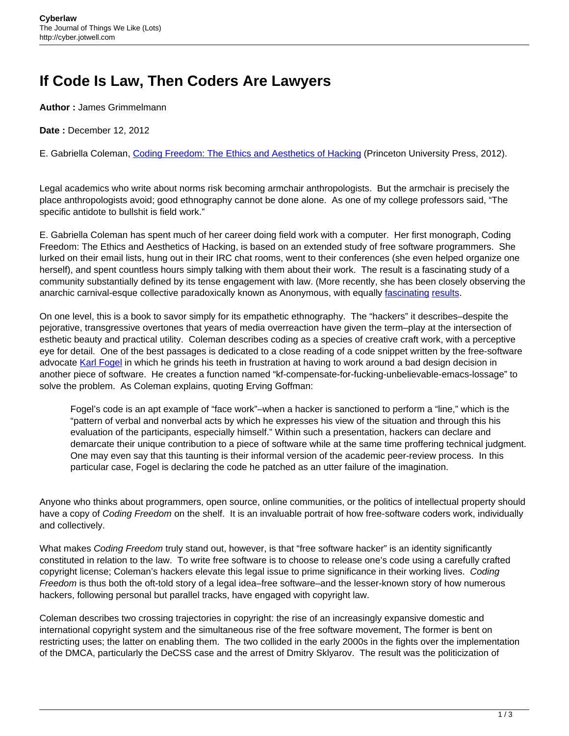# If Code Is Law, Then Coders Are Lawyers

**Author :** James Grimmelmann

**Date :** December 12, 2012

E. Gabriella Coleman, Coding Freedom: The Ethics and Aesthetics of Hacking (Princeton University Press, 2012).

Legal academics who write about norms risk becoming armchair anthropologists. But the armchair is precisely the place anthropologists avoid; good ethnography cannot be done alone. As one of my college professors said, "The specific antidote to bullshit is field work."

E. Gabriella Coleman has spent much of her career doing field work with a computer. Her first monograph, Coding Freedom: The Ethics and Aesthetics of Hacking, is based on an extended study of free software programmers. She lurked on their email lists, hung out in their IRC chat rooms, went to their conferences (she even helped organize one herself), and spent countless hours simply talking with them about their work. The result is a fascinating study of a community substantially defined by its tense engagement with law. (More recently, she has been closely observing the anarchic carnival-esque collective paradoxically known as Anonymous, with equally fascinating results.

On one level, this is a book to savor simply for its empathetic ethnography. The "hackers" it describes–despite the pejorative, transgressive overtones that years of media overreaction have given the term–play at the intersection of esthetic beauty and practical utility. Coleman describes coding as a species of creative craft work, with a perceptive eye for detail. One of the best passages is dedicated to a close reading of a code snippet written by the free-software advocate Karl Fogel in which he grinds his teeth in frustration at having to work around a bad design decision in another piece of software. He creates a function named "kf-compensate-for-fucking-unbelievable-emacs-lossage" to solve the problem. As Coleman explains, quoting Erving Goffman:

> Fogel's code is an apt example of "face work"–when a hacker is sanctioned to perform a "line," which is the "pattern of verbal and nonverbal acts by which he expresses his view of the situation and through this his evaluation of the participants, especially himself." Within such a presentation, hackers can declare and demarcate their unique contribution to a piece of software while at the same time proffering technical judgment. One may even say that this taunting is their informal version of the academic peer-review process. In this particular case, Fogel is declaring the code he patched as an utter failure of the imagination.

Anyone who thinks about programmers, open source, online communities, or the politics of intellectual property should have a copy of *Coding Freedom* on the shelf. It is an invaluable portrait of how free-software coders work, individually and collectively.

What makes *Coding Freedom* truly stand out, however, is that "free software hacker" is an identity significantly constituted in relation to the law. To write free software is to choose to release one's code using a carefully crafted copyright license; Coleman's hackers elevate this legal issue to prime significance in their working lives. *Coding Freedom* is thus both the oft-told story of a legal idea–free software–and the lesser-known story of how numerous hackers, following personal but parallel tracks, have engaged with copyright law.

Coleman describes two crossing trajectories in copyright: the rise of an increasingly expansive domestic and international copyright system and the simultaneous rise of the free software movement, The former is bent on restricting uses; the latter on enabling them. The two collided in the early 2000s in the fights over the implementation of the DMCA, particularly the DeCSS case and the arrest of Dmitry Sklyarov. The result was the politicization of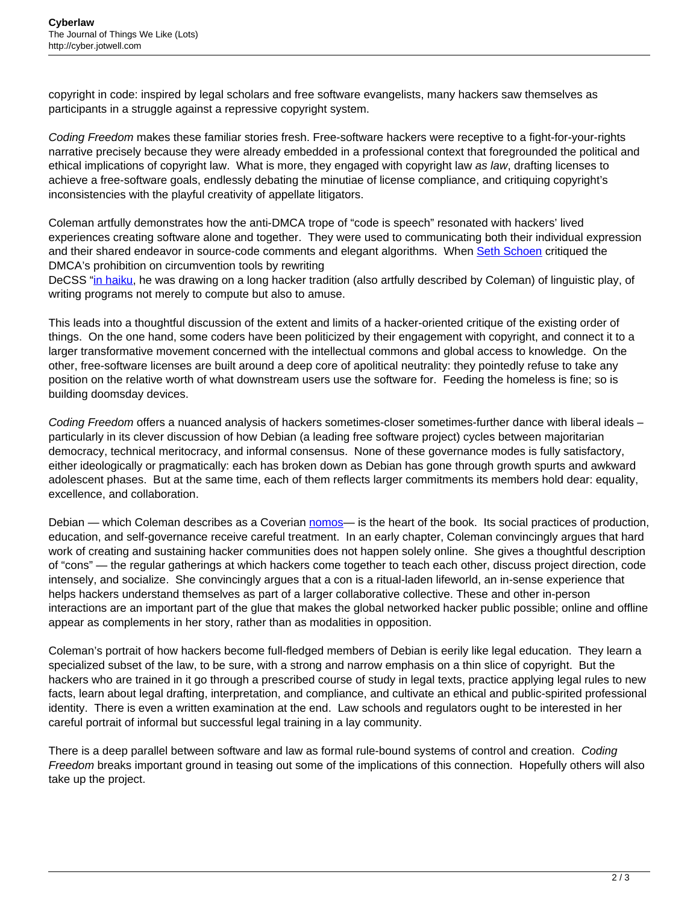copyright in code: inspired by legal scholars and free software evangelists, many hackers saw themselves as participants in a struggle against a repressive copyright system.

*Coding Freedom* makes these familiar stories fresh. Free-software hackers were receptive to a fight-for-your-rights narrative precisely because they were already embedded in a professional context that foregrounded the political and ethical implications of copyright law. What is more, they engaged with copyright law *as law*, drafting licenses to achieve a free-software goals, endlessly debating the minutiae of license compliance, and critiquing copyright's inconsistencies with the playful creativity of appellate litigators.

Coleman artfully demonstrates how the anti-DMCA trope of "code is speech" resonated with hackers' lived experiences creating software alone and together. They were used to communicating both their individual expression and their shared endeavor in source-code comments and elegant algorithms. When [Seth Schoen] critiqued the DMCA's prohibition on circumvention tools by rewriting DeCSS "[in haiku], he was drawing on a long hacker tradition (also artfully described by Coleman) of linguistic play, of writing programs not merely to compute but also to amuse.

This leads into a thoughtful discussion of the extent and limits of a hacker-oriented critique of the existing order of things. On the one hand, some coders have been politicized by their engagement with copyright, and connect it to a larger transformative movement concerned with the intellectual commons and global access to knowledge. On the other, free-software licenses are built around a deep core of apolitical neutrality: they pointedly refuse to take any position on the relative worth of what downstream users use the software for. Feeding the homeless is fine; so is building doomsday devices.

*Coding Freedom* offers a nuanced analysis of hackers sometimes-closer sometimes-further dance with liberal ideals – particularly in its clever discussion of how Debian (a leading free software project) cycles between majoritarian democracy, technical meritocracy, and informal consensus. None of these governance modes is fully satisfactory, either ideologically or pragmatically: each has broken down as Debian has gone through growth spurts and awkward adolescent phases. But at the same time, each of them reflects larger commitments its members hold dear: equality, excellence, and collaboration.

Debian — which Coleman describes as a Coverian [nomos]— is the heart of the book. Its social practices of production, education, and self-governance receive careful treatment. In an early chapter, Coleman convincingly argues that hard work of creating and sustaining hacker communities does not happen solely online. She gives a thoughtful description of "cons" — the regular gatherings at which hackers come together to teach each other, discuss project direction, code intensely, and socialize. She convincingly argues that a con is a ritual-laden lifeworld, an in-sense experience that helps hackers understand themselves as part of a larger collaborative collective. These and other in-person interactions are an important part of the glue that makes the global networked hacker public possible; online and offline appear as complements in her story, rather than as modalities in opposition.

Coleman's portrait of how hackers become full-fledged members of Debian is eerily like legal education. They learn a specialized subset of the law, to be sure, with a strong and narrow emphasis on a thin slice of copyright. But the hackers who are trained in it go through a prescribed course of study in legal texts, practice applying legal rules to new facts, learn about legal drafting, interpretation, and compliance, and cultivate an ethical and public-spirited professional identity. There is even a written examination at the end. Law schools and regulators ought to be interested in her careful portrait of informal but successful legal training in a lay community.

There is a deep parallel between software and law as formal rule-bound systems of control and creation. *Coding Freedom* breaks important ground in teasing out some of the implications of this connection. Hopefully others will also take up the project.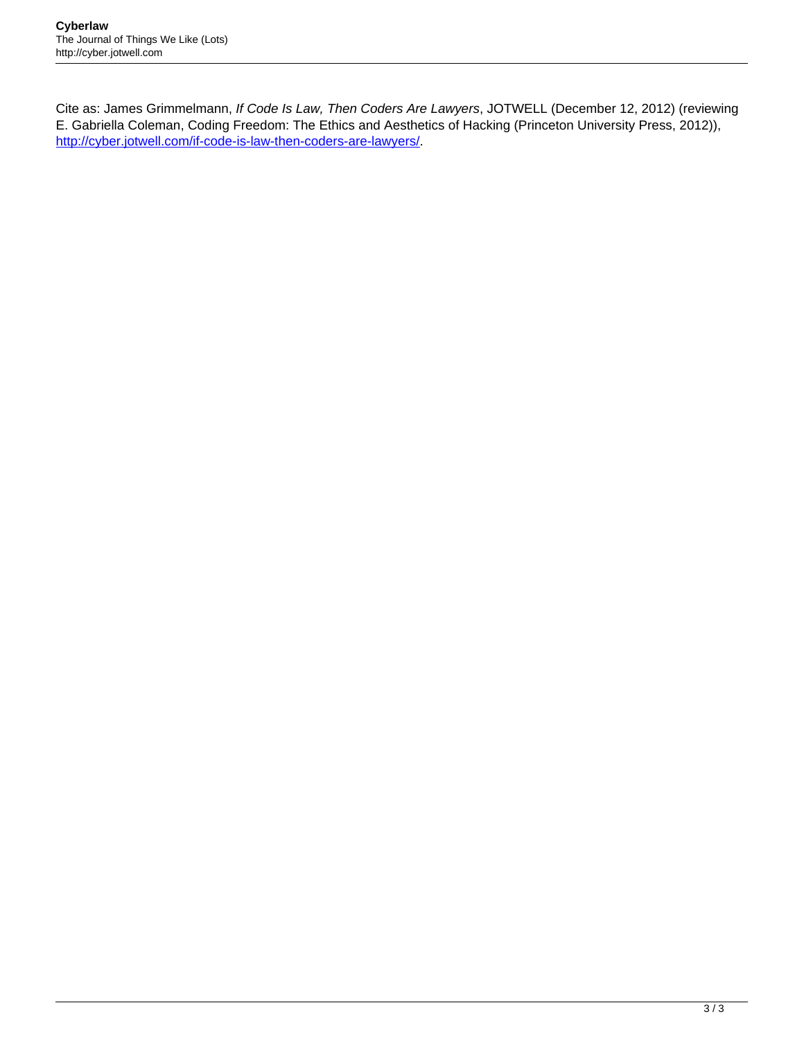Cite as: James Grimmelmann, *If Code Is Law, Then Coders Are Lawyers*, JOTWELL (December 12, 2012) (reviewing E. Gabriella Coleman, Coding Freedom: The Ethics and Aesthetics of Hacking (Princeton University Press, 2012)), http://cyber.jotwell.com/if-code-is-law-then-coders-are-lawyers/.